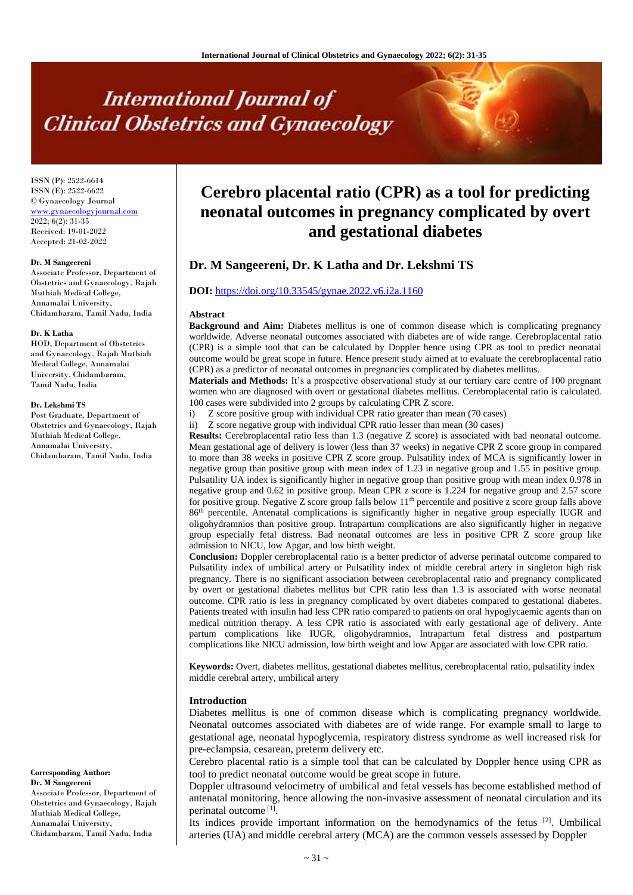# Cerebro placental ratio (CPR) as a tool for predicting neonatal outcomes in pregnancy complicated by overt and gestational diabetes

**Dr. M Sangeereni, Dr. K Latha and Dr. Lekshmi TS**

**DOI:** https://doi.org/10.33545/gynae.2022.v6.i2a.1160

ISSN (P): 2522-6614
ISSN (E): 2522-6622
© Gynaecology Journal
www.gynaecologyjournal.com
2022; 6(2): 31-35
Received: 19-01-2022
Accepted: 21-02-2022

**Dr. M Sangeereni**
Associate Professor, Department of Obstetrics and Gynaecology, Rajah Muthiah Medical College, Annamalai University, Chidambaram, Tamil Nadu, India

**Dr. K Latha**
HOD, Department of Obstetrics and Gynaecology, Rajah Muthiah Medical College, Annamalai University, Chidambaram, Tamil Nadu, India

**Dr. Lekshmi TS**
Post Graduate, Department of Obstetrics and Gynaecology, Rajah Muthiah Medical College, Annamalai University, Chidambaram, Tamil Nadu, India

**Corresponding Author:**
**Dr. M Sangeereni**
Associate Professor, Department of Obstetrics and Gynaecology, Rajah Muthiah Medical College, Annamalai University, Chidambaram, Tamil Nadu, India

## Abstract

**Background and Aim:** Diabetes mellitus is one of common disease which is complicating pregnancy worldwide. Adverse neonatal outcomes associated with diabetes are of wide range. Cerebroplacental ratio (CPR) is a simple tool that can be calculated by Doppler hence using CPR as tool to predict neonatal outcome would be great scope in future. Hence present study aimed at to evaluate the cerebroplacental ratio (CPR) as a predictor of neonatal outcomes in pregnancies complicated by diabetes mellitus.

**Materials and Methods:** It's a prospective observational study at our tertiary care centre of 100 pregnant women who are diagnosed with overt or gestational diabetes mellitus. Cerebroplacental ratio is calculated. 100 cases were subdivided into 2 groups by calculating CPR Z score.

i) Z score positive group with individual CPR ratio greater than mean (70 cases)
ii) Z score negative group with individual CPR ratio lesser than mean (30 cases)

**Results:** Cerebroplacental ratio less than 1.3 (negative Z score) is associated with bad neonatal outcome. Mean gestational age of delivery is lower (less than 37 weeks) in negative CPR Z score group in compared to more than 38 weeks in positive CPR Z score group. Pulsatility index of MCA is significantly lower in negative group than positive group with mean index of 1.23 in negative group and 1.55 in positive group. Pulsatility UA index is significantly higher in negative group than positive group with mean index 0.978 in negative group and 0.62 in positive group. Mean CPR z score is 1.224 for negative group and 2.57 score for positive group. Negative Z score group falls below 11[th] percentile and positive z score group falls above 86[th] percentile. Antenatal complications is significantly higher in negative group especially IUGR and oligohydramnios than positive group. Intrapartum complications are also significantly higher in negative group especially fetal distress. Bad neonatal outcomes are less in positive CPR Z score group like admission to NICU, low Apgar, and low birth weight.

**Conclusion:** Doppler cerebroplacental ratio is a better predictor of adverse perinatal outcome compared to Pulsatility index of umbilical artery or Pulsatility index of middle cerebral artery in singleton high risk pregnancy. There is no significant association between cerebroplacental ratio and pregnancy complicated by overt or gestational diabetes mellitus but CPR ratio less than 1.3 is associated with worse neonatal outcome. CPR ratio is less in pregnancy complicated by overt diabetes compared to gestational diabetes. Patients treated with insulin had less CPR ratio compared to patients on oral hypoglycaemic agents than on medical nutrition therapy. A less CPR ratio is associated with early gestational age of delivery. Ante partum complications like IUGR, oligohydramnios, Intrapartum fetal distress and postpartum complications like NICU admission, low birth weight and low Apgar are associated with low CPR ratio.

**Keywords:** Overt, diabetes mellitus, gestational diabetes mellitus, cerebroplacental ratio, pulsatility index middle cerebral artery, umbilical artery

## Introduction

Diabetes mellitus is one of common disease which is complicating pregnancy worldwide. Neonatal outcomes associated with diabetes are of wide range. For example small to large to gestational age, neonatal hypoglycemia, respiratory distress syndrome as well increased risk for pre-eclampsia, cesarean, preterm delivery etc.

Cerebro placental ratio is a simple tool that can be calculated by Doppler hence using CPR as tool to predict neonatal outcome would be great scope in future.

Doppler ultrasound velocimetry of umbilical and fetal vessels has become established method of antenatal monitoring, hence allowing the non-invasive assessment of neonatal circulation and its perinatal outcome [1].

Its indices provide important information on the hemodynamics of the fetus [2]. Umbilical arteries (UA) and middle cerebral artery (MCA) are the common vessels assessed by Doppler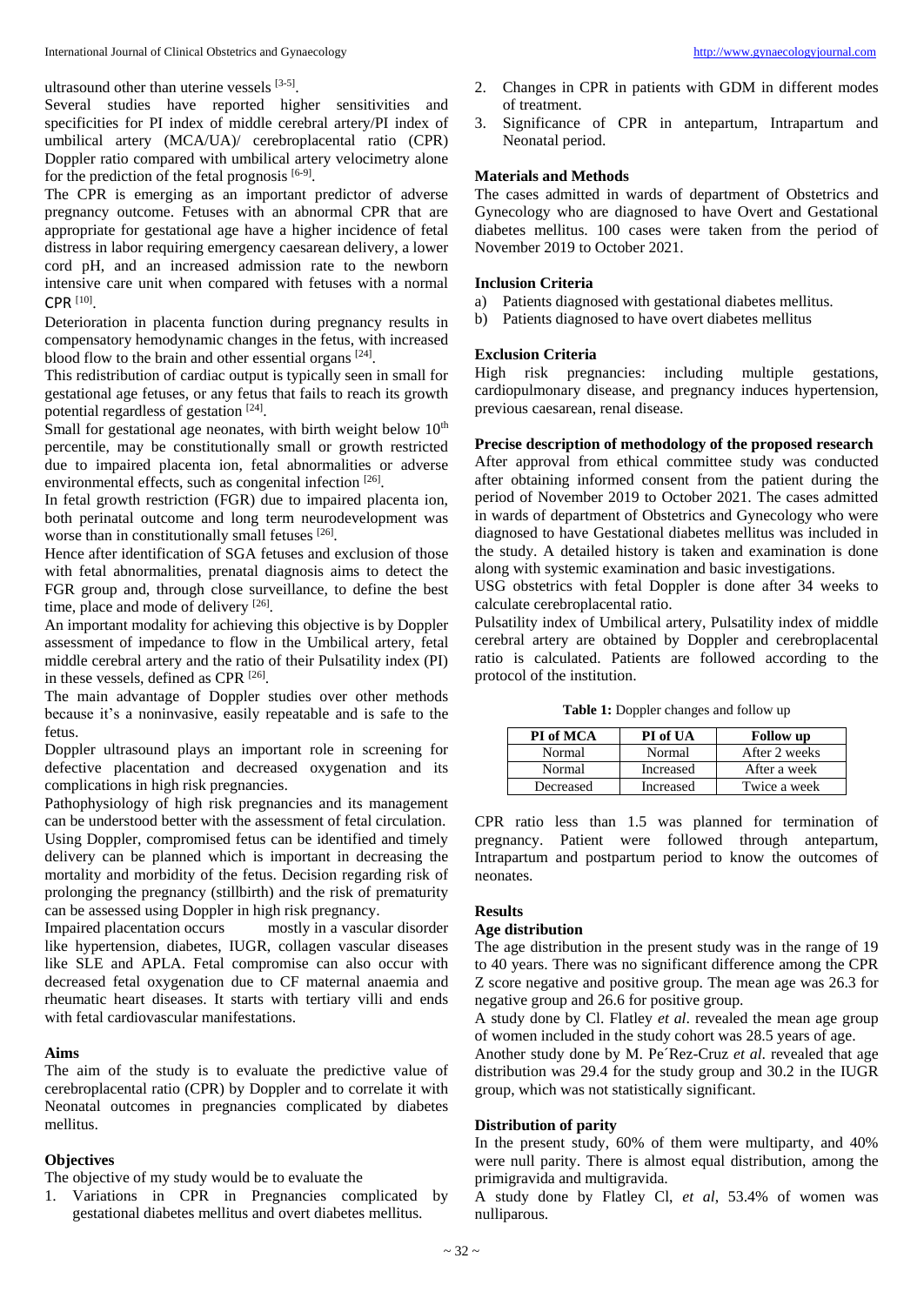ultrasound other than uterine vessels [3-5].

Several studies have reported higher sensitivities and specificities for PI index of middle cerebral artery/PI index of umbilical artery (MCA/UA)/ cerebroplacental ratio (CPR) Doppler ratio compared with umbilical artery velocimetry alone for the prediction of the fetal prognosis [6-9].

The CPR is emerging as an important predictor of adverse pregnancy outcome. Fetuses with an abnormal CPR that are appropriate for gestational age have a higher incidence of fetal distress in labor requiring emergency caesarean delivery, a lower cord pH, and an increased admission rate to the newborn intensive care unit when compared with fetuses with a normal CPR [10].

Deterioration in placenta function during pregnancy results in compensatory hemodynamic changes in the fetus, with increased blood flow to the brain and other essential organs [24].

This redistribution of cardiac output is typically seen in small for gestational age fetuses, or any fetus that fails to reach its growth potential regardless of gestation [24].

Small for gestational age neonates, with birth weight below 10th percentile, may be constitutionally small or growth restricted due to impaired placenta ion, fetal abnormalities or adverse environmental effects, such as congenital infection [26].

In fetal growth restriction (FGR) due to impaired placenta ion, both perinatal outcome and long term neurodevelopment was worse than in constitutionally small fetuses [26].

Hence after identification of SGA fetuses and exclusion of those with fetal abnormalities, prenatal diagnosis aims to detect the FGR group and, through close surveillance, to define the best time, place and mode of delivery [26].

An important modality for achieving this objective is by Doppler assessment of impedance to flow in the Umbilical artery, fetal middle cerebral artery and the ratio of their Pulsatility index (PI) in these vessels, defined as CPR [26].

The main advantage of Doppler studies over other methods because it's a noninvasive, easily repeatable and is safe to the fetus.

Doppler ultrasound plays an important role in screening for defective placentation and decreased oxygenation and its complications in high risk pregnancies.

Pathophysiology of high risk pregnancies and its management can be understood better with the assessment of fetal circulation. Using Doppler, compromised fetus can be identified and timely delivery can be planned which is important in decreasing the mortality and morbidity of the fetus. Decision regarding risk of prolonging the pregnancy (stillbirth) and the risk of prematurity can be assessed using Doppler in high risk pregnancy.

Impaired placentation occurs mostly in a vascular disorder like hypertension, diabetes, IUGR, collagen vascular diseases like SLE and APLA. Fetal compromise can also occur with decreased fetal oxygenation due to CF maternal anaemia and rheumatic heart diseases. It starts with tertiary villi and ends with fetal cardiovascular manifestations.

### Aims

The aim of the study is to evaluate the predictive value of cerebroplacental ratio (CPR) by Doppler and to correlate it with Neonatal outcomes in pregnancies complicated by diabetes mellitus.

### Objectives

The objective of my study would be to evaluate the

1. Variations in CPR in Pregnancies complicated by gestational diabetes mellitus and overt diabetes mellitus.
2. Changes in CPR in patients with GDM in different modes of treatment.
3. Significance of CPR in antepartum, Intrapartum and Neonatal period.

### Materials and Methods

The cases admitted in wards of department of Obstetrics and Gynecology who are diagnosed to have Overt and Gestational diabetes mellitus. 100 cases were taken from the period of November 2019 to October 2021.

### Inclusion Criteria

a) Patients diagnosed with gestational diabetes mellitus.
b) Patients diagnosed to have overt diabetes mellitus

### Exclusion Criteria

High risk pregnancies: including multiple gestations, cardiopulmonary disease, and pregnancy induces hypertension, previous caesarean, renal disease.

### Precise description of methodology of the proposed research

After approval from ethical committee study was conducted after obtaining informed consent from the patient during the period of November 2019 to October 2021. The cases admitted in wards of department of Obstetrics and Gynecology who were diagnosed to have Gestational diabetes mellitus was included in the study. A detailed history is taken and examination is done along with systemic examination and basic investigations.

USG obstetrics with fetal Doppler is done after 34 weeks to calculate cerebroplacental ratio.

Pulsatility index of Umbilical artery, Pulsatility index of middle cerebral artery are obtained by Doppler and cerebroplacental ratio is calculated. Patients are followed according to the protocol of the institution.

**Table 1:** Doppler changes and follow up

| PI of MCA | PI of UA | Follow up |
|---|---|---|
| Normal | Normal | After 2 weeks |
| Normal | Increased | After a week |
| Decreased | Increased | Twice a week |

CPR ratio less than 1.5 was planned for termination of pregnancy. Patient were followed through antepartum, Intrapartum and postpartum period to know the outcomes of neonates.

### Results

### Age distribution

The age distribution in the present study was in the range of 19 to 40 years. There was no significant difference among the CPR Z score negative and positive group. The mean age was 26.3 for negative group and 26.6 for positive group.

A study done by Cl. Flatley *et al*. revealed the mean age group of women included in the study cohort was 28.5 years of age.

Another study done by M. Pe´Rez-Cruz *et al*. revealed that age distribution was 29.4 for the study group and 30.2 in the IUGR group, which was not statistically significant.

### Distribution of parity

In the present study, 60% of them were multiparty, and 40% were null parity. There is almost equal distribution, among the primigravida and multigravida.

A study done by Flatley Cl, *et al*, 53.4% of women was nulliparous.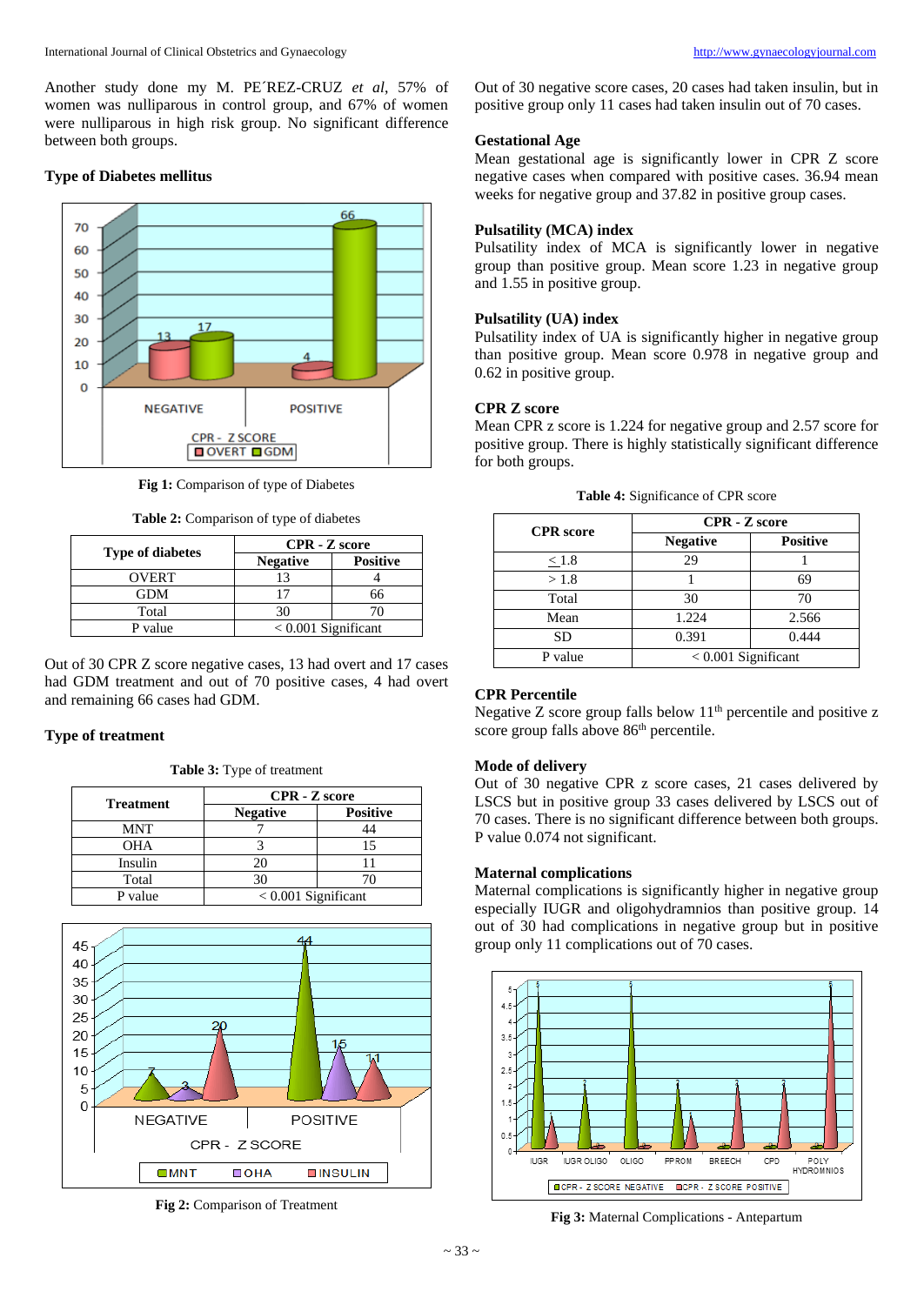Another study done my M. PE´REZ-CRUZ *et al*, 57% of women was nulliparous in control group, and 67% of women were nulliparous in high risk group. No significant difference between both groups.

### Type of Diabetes mellitus

**Fig 1:** Comparison of type of Diabetes

**Table 2:** Comparison of type of diabetes

| Type of diabetes | CPR - Z score | |
|---|---|---|
| | Negative | Positive |
| OVERT | 13 | 4 |
| GDM | 17 | 66 |
| Total | 30 | 70 |
| P value | < 0.001 Significant | |

Out of 30 CPR Z score negative cases, 13 had overt and 17 cases had GDM treatment and out of 70 positive cases, 4 had overt and remaining 66 cases had GDM.

### Type of treatment

**Table 3:** Type of treatment

| Treatment | CPR - Z score | |
|---|---|---|
| | Negative | Positive |
| MNT | 7 | 44 |
| OHA | 3 | 15 |
| Insulin | 20 | 11 |
| Total | 30 | 70 |
| P value | < 0.001 Significant | |

**Fig 2:** Comparison of Treatment

Out of 30 negative score cases, 20 cases had taken insulin, but in positive group only 11 cases had taken insulin out of 70 cases.

### Gestational Age

Mean gestational age is significantly lower in CPR Z score negative cases when compared with positive cases. 36.94 mean weeks for negative group and 37.82 in positive group cases.

### Pulsatility (MCA) index

Pulsatility index of MCA is significantly lower in negative group than positive group. Mean score 1.23 in negative group and 1.55 in positive group.

### Pulsatility (UA) index

Pulsatility index of UA is significantly higher in negative group than positive group. Mean score 0.978 in negative group and 0.62 in positive group.

### CPR Z score

Mean CPR z score is 1.224 for negative group and 2.57 score for positive group. There is highly statistically significant difference for both groups.

**Table 4:** Significance of CPR score

| CPR score | CPR - Z score | |
|---|---|---|
| | Negative | Positive |
| ≤ 1.8 | 29 | 1 |
| > 1.8 | 1 | 69 |
| Total | 30 | 70 |
| Mean | 1.224 | 2.566 |
| SD | 0.391 | 0.444 |
| P value | < 0.001 Significant | |

### CPR Percentile

Negative Z score group falls below 11th percentile and positive z score group falls above 86th percentile.

### Mode of delivery

Out of 30 negative CPR z score cases, 21 cases delivered by LSCS but in positive group 33 cases delivered by LSCS out of 70 cases. There is no significant difference between both groups. P value 0.074 not significant.

### Maternal complications

Maternal complications is significantly higher in negative group especially IUGR and oligohydramnios than positive group. 14 out of 30 had complications in negative group but in positive group only 11 complications out of 70 cases.

**Fig 3:** Maternal Complications - Antepartum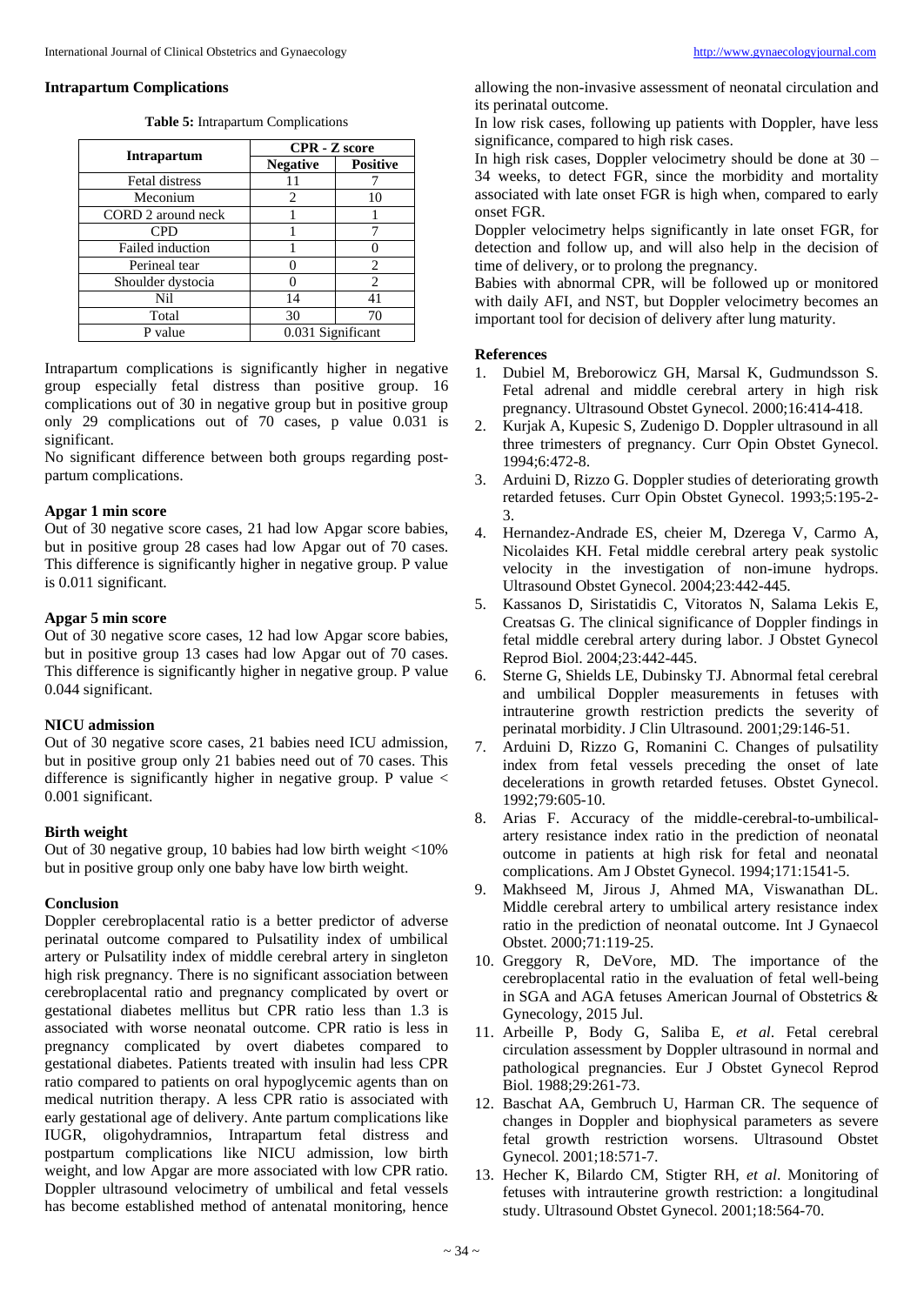## Intrapartum Complications

**Table 5:** Intrapartum Complications

| Intrapartum | CPR - Z score | |
|---|---|---|
| | Negative | Positive |
| Fetal distress | 11 | 7 |
| Meconium | 2 | 10 |
| CORD 2 around neck | 1 | 1 |
| CPD | 1 | 7 |
| Failed induction | 1 | 0 |
| Perineal tear | 0 | 2 |
| Shoulder dystocia | 0 | 2 |
| Nil | 14 | 41 |
| Total | 30 | 70 |
| P value | 0.031 Significant | |

Intrapartum complications is significantly higher in negative group especially fetal distress than positive group. 16 complications out of 30 in negative group but in positive group only 29 complications out of 70 cases, p value 0.031 is significant.

No significant difference between both groups regarding post-partum complications.

### Apgar 1 min score

Out of 30 negative score cases, 21 had low Apgar score babies, but in positive group 28 cases had low Apgar out of 70 cases. This difference is significantly higher in negative group. P value is 0.011 significant.

### Apgar 5 min score

Out of 30 negative score cases, 12 had low Apgar score babies, but in positive group 13 cases had low Apgar out of 70 cases. This difference is significantly higher in negative group. P value 0.044 significant.

### NICU admission

Out of 30 negative score cases, 21 babies need ICU admission, but in positive group only 21 babies need out of 70 cases. This difference is significantly higher in negative group. P value < 0.001 significant.

### Birth weight

Out of 30 negative group, 10 babies had low birth weight <10% but in positive group only one baby have low birth weight.

## Conclusion

Doppler cerebroplacental ratio is a better predictor of adverse perinatal outcome compared to Pulsatility index of umbilical artery or Pulsatility index of middle cerebral artery in singleton high risk pregnancy. There is no significant association between cerebroplacental ratio and pregnancy complicated by overt or gestational diabetes mellitus but CPR ratio less than 1.3 is associated with worse neonatal outcome. CPR ratio is less in pregnancy complicated by overt diabetes compared to gestational diabetes. Patients treated with insulin had less CPR ratio compared to patients on oral hypoglycemic agents than on medical nutrition therapy. A less CPR ratio is associated with early gestational age of delivery. Ante partum complications like IUGR, oligohydramnios, Intrapartum fetal distress and postpartum complications like NICU admission, low birth weight, and low Apgar are more associated with low CPR ratio. Doppler ultrasound velocimetry of umbilical and fetal vessels has become established method of antenatal monitoring, hence allowing the non-invasive assessment of neonatal circulation and its perinatal outcome.

In low risk cases, following up patients with Doppler, have less significance, compared to high risk cases.

In high risk cases, Doppler velocimetry should be done at 30 – 34 weeks, to detect FGR, since the morbidity and mortality associated with late onset FGR is high when, compared to early onset FGR.

Doppler velocimetry helps significantly in late onset FGR, for detection and follow up, and will also help in the decision of time of delivery, or to prolong the pregnancy.

Babies with abnormal CPR, will be followed up or monitored with daily AFI, and NST, but Doppler velocimetry becomes an important tool for decision of delivery after lung maturity.

## References

1. Dubiel M, Breborowicz GH, Marsal K, Gudmundsson S. Fetal adrenal and middle cerebral artery in high risk pregnancy. Ultrasound Obstet Gynecol. 2000;16:414-418.
2. Kurjak A, Kupesic S, Zudenigo D. Doppler ultrasound in all three trimesters of pregnancy. Curr Opin Obstet Gynecol. 1994;6:472-8.
3. Arduini D, Rizzo G. Doppler studies of deteriorating growth retarded fetuses. Curr Opin Obstet Gynecol. 1993;5:195-2-3.
4. Hernandez-Andrade ES, cheier M, Dzerega V, Carmo A, Nicolaides KH. Fetal middle cerebral artery peak systolic velocity in the investigation of non-imune hydrops. Ultrasound Obstet Gynecol. 2004;23:442-445.
5. Kassanos D, Siristatidis C, Vitoratos N, Salama Lekis E, Creatsas G. The clinical significance of Doppler findings in fetal middle cerebral artery during labor. J Obstet Gynecol Reprod Biol. 2004;23:442-445.
6. Sterne G, Shields LE, Dubinsky TJ. Abnormal fetal cerebral and umbilical Doppler measurements in fetuses with intrauterine growth restriction predicts the severity of perinatal morbidity. J Clin Ultrasound. 2001;29:146-51.
7. Arduini D, Rizzo G, Romanini C. Changes of pulsatility index from fetal vessels preceding the onset of late decelerations in growth retarded fetuses. Obstet Gynecol. 1992;79:605-10.
8. Arias F. Accuracy of the middle-cerebral-to-umbilical-artery resistance index ratio in the prediction of neonatal outcome in patients at high risk for fetal and neonatal complications. Am J Obstet Gynecol. 1994;171:1541-5.
9. Makhseed M, Jirous J, Ahmed MA, Viswanathan DL. Middle cerebral artery to umbilical artery resistance index ratio in the prediction of neonatal outcome. Int J Gynaecol Obstet. 2000;71:119-25.
10. Greggory R, DeVore, MD. The importance of the cerebroplacental ratio in the evaluation of fetal well-being in SGA and AGA fetuses American Journal of Obstetrics & Gynecology, 2015 Jul.
11. Arbeille P, Body G, Saliba E, *et al*. Fetal cerebral circulation assessment by Doppler ultrasound in normal and pathological pregnancies. Eur J Obstet Gynecol Reprod Biol. 1988;29:261-73.
12. Baschat AA, Gembruch U, Harman CR. The sequence of changes in Doppler and biophysical parameters as severe fetal growth restriction worsens. Ultrasound Obstet Gynecol. 2001;18:571-7.
13. Hecher K, Bilardo CM, Stigter RH, *et al*. Monitoring of fetuses with intrauterine growth restriction: a longitudinal study. Ultrasound Obstet Gynecol. 2001;18:564-70.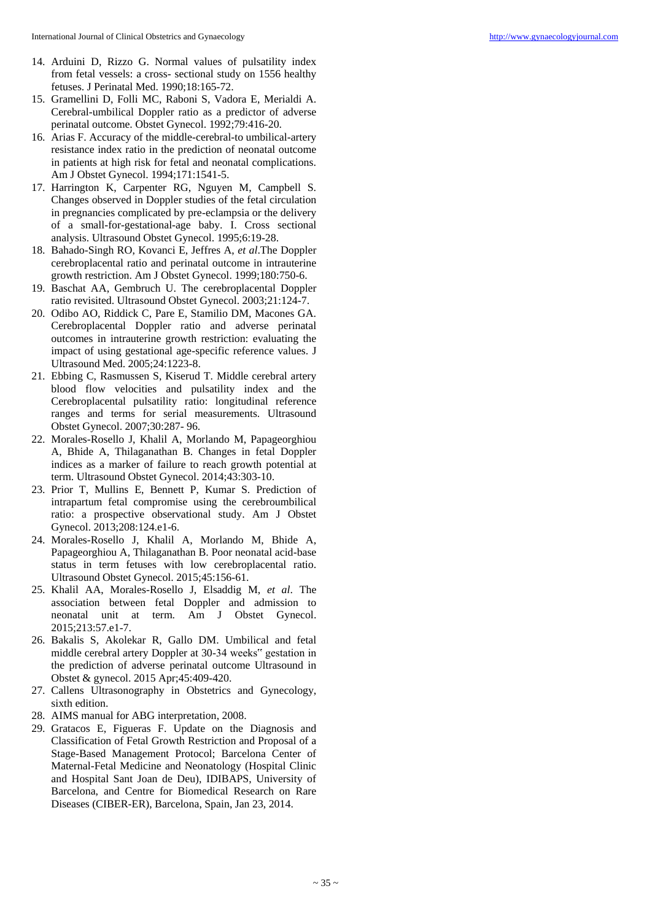14. Arduini D, Rizzo G. Normal values of pulsatility index from fetal vessels: a cross- sectional study on 1556 healthy fetuses. J Perinatal Med. 1990;18:165-72.
15. Gramellini D, Folli MC, Raboni S, Vadora E, Merialdi A. Cerebral-umbilical Doppler ratio as a predictor of adverse perinatal outcome. Obstet Gynecol. 1992;79:416-20.
16. Arias F. Accuracy of the middle-cerebral-to umbilical-artery resistance index ratio in the prediction of neonatal outcome in patients at high risk for fetal and neonatal complications. Am J Obstet Gynecol. 1994;171:1541-5.
17. Harrington K, Carpenter RG, Nguyen M, Campbell S. Changes observed in Doppler studies of the fetal circulation in pregnancies complicated by pre-eclampsia or the delivery of a small-for-gestational-age baby. I. Cross sectional analysis. Ultrasound Obstet Gynecol. 1995;6:19-28.
18. Bahado-Singh RO, Kovanci E, Jeffres A, *et al*.The Doppler cerebroplacental ratio and perinatal outcome in intrauterine growth restriction. Am J Obstet Gynecol. 1999;180:750-6.
19. Baschat AA, Gembruch U. The cerebroplacental Doppler ratio revisited. Ultrasound Obstet Gynecol. 2003;21:124-7.
20. Odibo AO, Riddick C, Pare E, Stamilio DM, Macones GA. Cerebroplacental Doppler ratio and adverse perinatal outcomes in intrauterine growth restriction: evaluating the impact of using gestational age-specific reference values. J Ultrasound Med. 2005;24:1223-8.
21. Ebbing C, Rasmussen S, Kiserud T. Middle cerebral artery blood flow velocities and pulsatility index and the Cerebroplacental pulsatility ratio: longitudinal reference ranges and terms for serial measurements. Ultrasound Obstet Gynecol. 2007;30:287- 96.
22. Morales-Rosello J, Khalil A, Morlando M, Papageorghiou A, Bhide A, Thilaganathan B. Changes in fetal Doppler indices as a marker of failure to reach growth potential at term. Ultrasound Obstet Gynecol. 2014;43:303-10.
23. Prior T, Mullins E, Bennett P, Kumar S. Prediction of intrapartum fetal compromise using the cerebroumbilical ratio: a prospective observational study. Am J Obstet Gynecol. 2013;208:124.e1-6.
24. Morales-Rosello J, Khalil A, Morlando M, Bhide A, Papageorghiou A, Thilaganathan B. Poor neonatal acid-base status in term fetuses with low cerebroplacental ratio. Ultrasound Obstet Gynecol. 2015;45:156-61.
25. Khalil AA, Morales-Rosello J, Elsaddig M, *et al*. The association between fetal Doppler and admission to neonatal unit at term. Am J Obstet Gynecol. 2015;213:57.e1-7.
26. Bakalis S, Akolekar R, Gallo DM. Umbilical and fetal middle cerebral artery Doppler at 30-34 weeks" gestation in the prediction of adverse perinatal outcome Ultrasound in Obstet & gynecol. 2015 Apr;45:409-420.
27. Callens Ultrasonography in Obstetrics and Gynecology, sixth edition.
28. AIMS manual for ABG interpretation, 2008.
29. Gratacos E, Figueras F. Update on the Diagnosis and Classification of Fetal Growth Restriction and Proposal of a Stage-Based Management Protocol; Barcelona Center of Maternal-Fetal Medicine and Neonatology (Hospital Clinic and Hospital Sant Joan de Deu), IDIBAPS, University of Barcelona, and Centre for Biomedical Research on Rare Diseases (CIBER-ER), Barcelona, Spain, Jan 23, 2014.